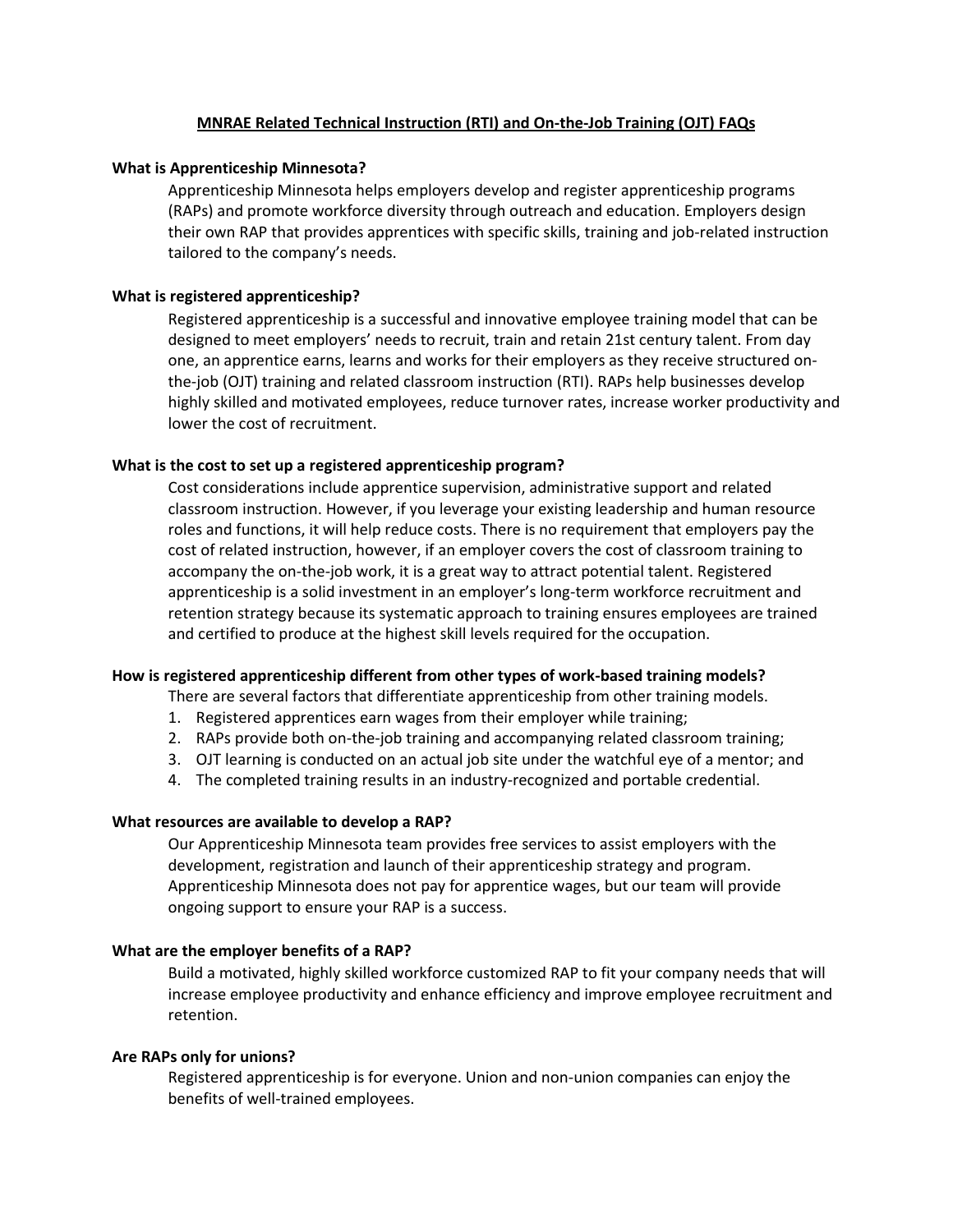# MNRAE Related Technical Instruction (RTI) and On-the-Job Training (OJT) FAQs

### What is Apprenticeship Minnesota?

Apprenticeship Minnesota helps employers develop and register apprenticeship programs (RAPs) and promote workforce diversity through outreach and education. Employers design their own RAP that provides apprentices with specific skills, training and job-related instruction tailored to the company's needs.

### What is registered apprenticeship?

Registered apprenticeship is a successful and innovative employee training model that can be designed to meet employers' needs to recruit, train and retain 21st century talent. From day one, an apprentice earns, learns and works for their employers as they receive structured on-the-job (OJT) training and related classroom instruction (RTI). RAPs help businesses develop highly skilled and motivated employees, reduce turnover rates, increase worker productivity and lower the cost of recruitment.

### What is the cost to set up a registered apprenticeship program?

Cost considerations include apprentice supervision, administrative support and related classroom instruction. However, if you leverage your existing leadership and human resource roles and functions, it will help reduce costs. There is no requirement that employers pay the cost of related instruction, however, if an employer covers the cost of classroom training to accompany the on-the-job work, it is a great way to attract potential talent. Registered apprenticeship is a solid investment in an employer's long-term workforce recruitment and retention strategy because its systematic approach to training ensures employees are trained and certified to produce at the highest skill levels required for the occupation.

### How is registered apprenticeship different from other types of work-based training models?

There are several factors that differentiate apprenticeship from other training models.

1. Registered apprentices earn wages from their employer while training;
2. RAPs provide both on-the-job training and accompanying related classroom training;
3. OJT learning is conducted on an actual job site under the watchful eye of a mentor; and
4. The completed training results in an industry-recognized and portable credential.

### What resources are available to develop a RAP?

Our Apprenticeship Minnesota team provides free services to assist employers with the development, registration and launch of their apprenticeship strategy and program. Apprenticeship Minnesota does not pay for apprentice wages, but our team will provide ongoing support to ensure your RAP is a success.

### What are the employer benefits of a RAP?

Build a motivated, highly skilled workforce customized RAP to fit your company needs that will increase employee productivity and enhance efficiency and improve employee recruitment and retention.

### Are RAPs only for unions?

Registered apprenticeship is for everyone. Union and non-union companies can enjoy the benefits of well-trained employees.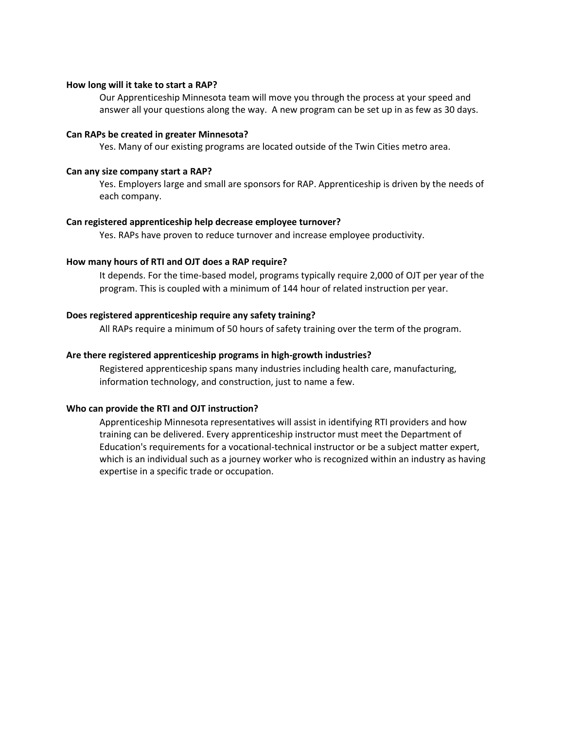**How long will it take to start a RAP?**

Our Apprenticeship Minnesota team will move you through the process at your speed and answer all your questions along the way. A new program can be set up in as few as 30 days.

**Can RAPs be created in greater Minnesota?**

Yes. Many of our existing programs are located outside of the Twin Cities metro area.

**Can any size company start a RAP?**

Yes. Employers large and small are sponsors for RAP. Apprenticeship is driven by the needs of each company.

**Can registered apprenticeship help decrease employee turnover?**

Yes. RAPs have proven to reduce turnover and increase employee productivity.

**How many hours of RTI and OJT does a RAP require?**

It depends. For the time-based model, programs typically require 2,000 of OJT per year of the program. This is coupled with a minimum of 144 hour of related instruction per year.

**Does registered apprenticeship require any safety training?**

All RAPs require a minimum of 50 hours of safety training over the term of the program.

**Are there registered apprenticeship programs in high-growth industries?**

Registered apprenticeship spans many industries including health care, manufacturing, information technology, and construction, just to name a few.

**Who can provide the RTI and OJT instruction?**

Apprenticeship Minnesota representatives will assist in identifying RTI providers and how training can be delivered. Every apprenticeship instructor must meet the Department of Education's requirements for a vocational-technical instructor or be a subject matter expert, which is an individual such as a journey worker who is recognized within an industry as having expertise in a specific trade or occupation.